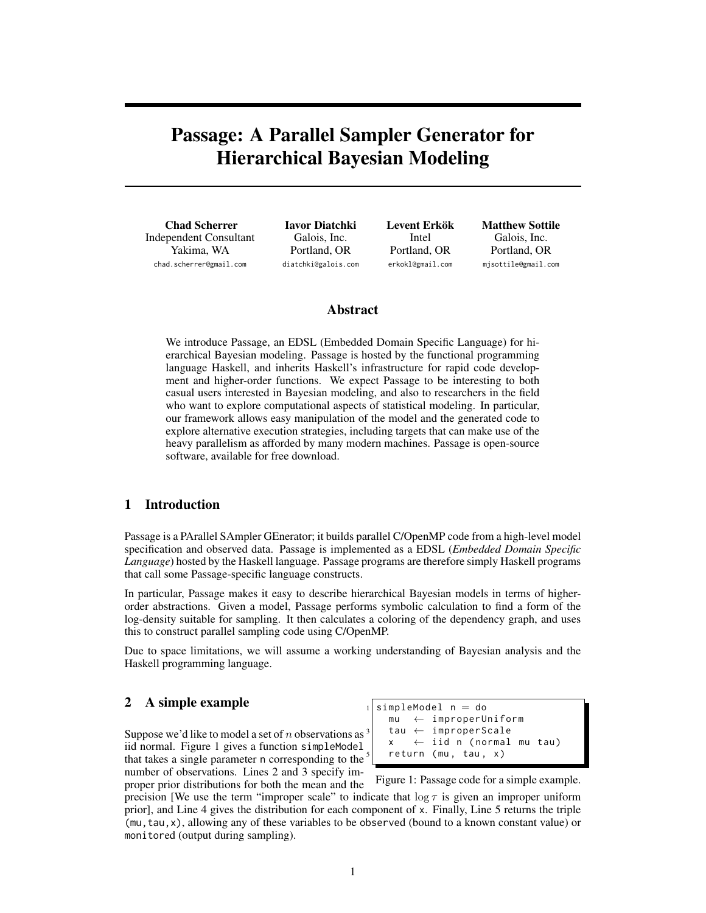# Passage: A Parallel Sampler Generator for Hierarchical Bayesian Modeling

**Chad Scherrer**
Independent Consultant
Yakima, WA
chad.scherrer@gmail.com

**Iavor Diatchki**
Galois, Inc.
Portland, OR
diatchki@galois.com

**Levent Erkök**
Intel
Portland, OR
erkokl@gmail.com

**Matthew Sottile**
Galois, Inc.
Portland, OR
mjsottile@gmail.com

## Abstract

We introduce Passage, an EDSL (Embedded Domain Specific Language) for hierarchical Bayesian modeling. Passage is hosted by the functional programming language Haskell, and inherits Haskell's infrastructure for rapid code development and higher-order functions. We expect Passage to be interesting to both casual users interested in Bayesian modeling, and also to researchers in the field who want to explore computational aspects of statistical modeling. In particular, our framework allows easy manipulation of the model and the generated code to explore alternative execution strategies, including targets that can make use of the heavy parallelism as afforded by many modern machines. Passage is open-source software, available for free download.

## 1 Introduction

Passage is a PArallel SAmpler GEnerator; it builds parallel C/OpenMP code from a high-level model specification and observed data. Passage is implemented as a EDSL (*Embedded Domain Specific Language*) hosted by the Haskell language. Passage programs are therefore simply Haskell programs that call some Passage-specific language constructs.

In particular, Passage makes it easy to describe hierarchical Bayesian models in terms of higher-order abstractions. Given a model, Passage performs symbolic calculation to find a form of the log-density suitable for sampling. It then calculates a coloring of the dependency graph, and uses this to construct parallel sampling code using C/OpenMP.

Due to space limitations, we will assume a working understanding of Bayesian analysis and the Haskell programming language.

## 2 A simple example

```
1 simpleModel n = do
2   mu  ← improperUniform
3   tau ← improperScale
4   x   ← iid n (normal mu tau)
5   return (mu, tau, x)
```

Figure 1: Passage code for a simple example.

Suppose we'd like to model a set of $n$ observations as iid normal. Figure 1 gives a function `simpleModel` that takes a single parameter `n` corresponding to the number of observations. Lines 2 and 3 specify improper prior distributions for both the mean and the precision [We use the term "improper scale" to indicate that $\log \tau$ is given an improper uniform prior], and Line 4 gives the distribution for each component of `x`. Finally, Line 5 returns the triple `(mu,tau,x)`, allowing any of these variables to be `observed` (bound to a known constant value) or `monitored` (output during sampling).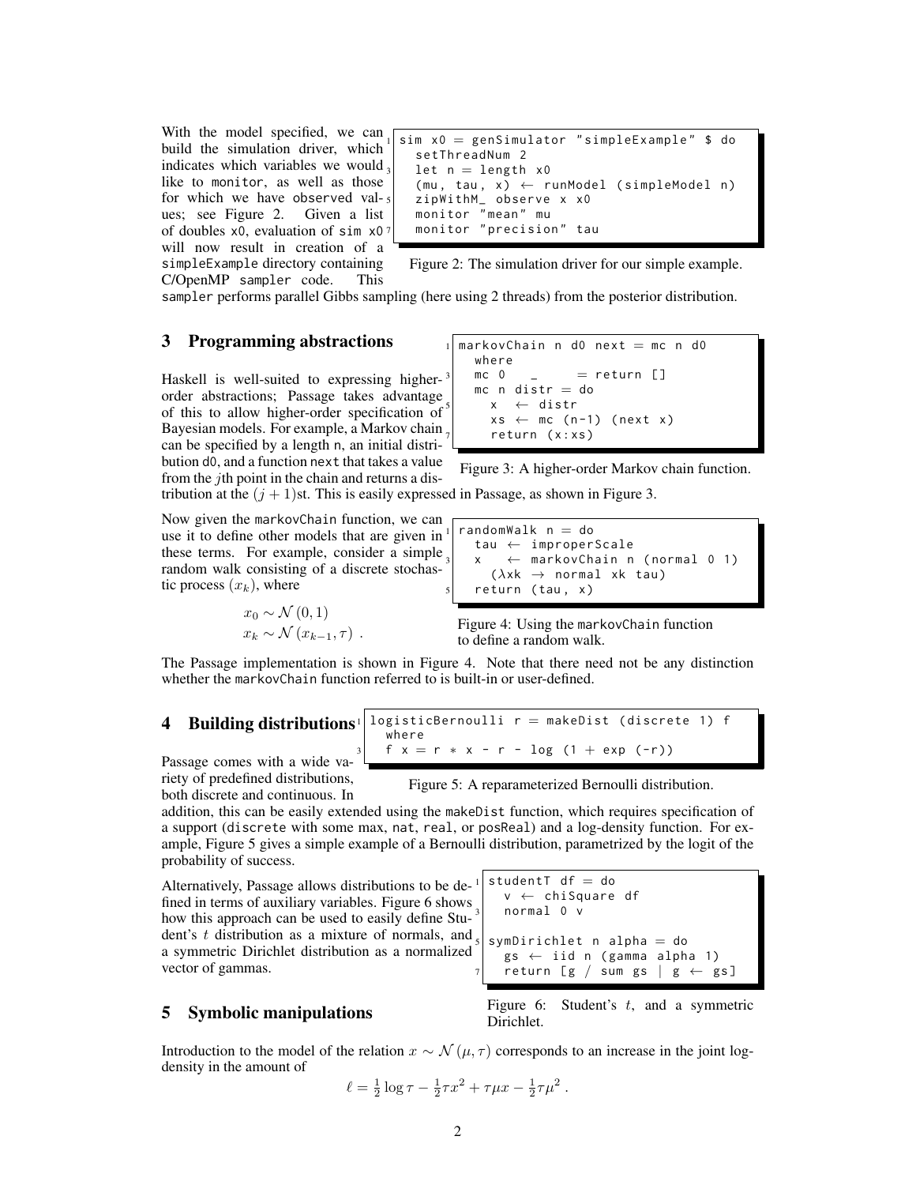With the model specified, we can build the simulation driver, which indicates which variables we would like to monitor, as well as those for which we have observed values; see Figure 2. Given a list of doubles x0, evaluation of sim x0 will now result in creation of a simpleExample directory containing C/OpenMP sampler code. This sampler performs parallel Gibbs sampling (here using 2 threads) from the posterior distribution.

```
sim x0 = genSimulator "simpleExample" $ do
  setThreadNum 2
  let n = length x0
  (mu, tau, x) ← runModel (simpleModel n)
  zipWithM_ observe x x0
  monitor "mean" mu
  monitor "precision" tau
```

Figure 2: The simulation driver for our simple example.

# 3 Programming abstractions

Haskell is well-suited to expressing higher-order abstractions; Passage takes advantage of this to allow higher-order specification of Bayesian models. For example, a Markov chain can be specified by a length n, an initial distribution d0, and a function next that takes a value from the $j$th point in the chain and returns a distribution at the $(j+1)$st. This is easily expressed in Passage, as shown in Figure 3.

```
markovChain n d0 next = mc n d0
  where
  mc 0    _    = return []
  mc n distr = do
    x  ← distr
    xs ← mc (n-1) (next x)
    return (x:xs)
```

Figure 3: A higher-order Markov chain function.

Now given the markovChain function, we can use it to define other models that are given in these terms. For example, consider a simple random walk consisting of a discrete stochastic process $(x_k)$, where

$$x_0 \sim \mathcal{N}(0,1)$$
$$x_k \sim \mathcal{N}(x_{k-1},\tau) \ .$$

```
randomWalk n = do
  tau ← improperScale
  x   ← markovChain n (normal 0 1)
    (λxk → normal xk tau)
  return (tau, x)
```

Figure 4: Using the markovChain function to define a random walk.

The Passage implementation is shown in Figure 4. Note that there need not be any distinction whether the markovChain function referred to is built-in or user-defined.

# 4 Building distributions

```
logisticBernoulli r = makeDist (discrete 1) f
  where
  f x = r * x - r - log (1 + exp (-r))
```

Figure 5: A reparameterized Bernoulli distribution.

Passage comes with a wide variety of predefined distributions, both discrete and continuous. In addition, this can be easily extended using the makeDist function, which requires specification of a support (discrete with some max, nat, real, or posReal) and a log-density function. For example, Figure 5 gives a simple example of a Bernoulli distribution, parametrized by the logit of the probability of success.

Alternatively, Passage allows distributions to be defined in terms of auxiliary variables. Figure 6 shows how this approach can be used to easily define Student's $t$ distribution as a mixture of normals, and a symmetric Dirichlet distribution as a normalized vector of gammas.

```
studentT df = do
  v ← chiSquare df
  normal 0 v

symDirichlet n alpha = do
  gs ← iid n (gamma alpha 1)
  return [g / sum gs | g ← gs]
```

Figure 6: Student's $t$, and a symmetric Dirichlet.

# 5 Symbolic manipulations

Introduction to the model of the relation $x \sim \mathcal{N}(\mu,\tau)$ corresponds to an increase in the joint log-density in the amount of

$$\ell = \tfrac{1}{2}\log\tau - \tfrac{1}{2}\tau x^2 + \tau\mu x - \tfrac{1}{2}\tau\mu^2 \ .$$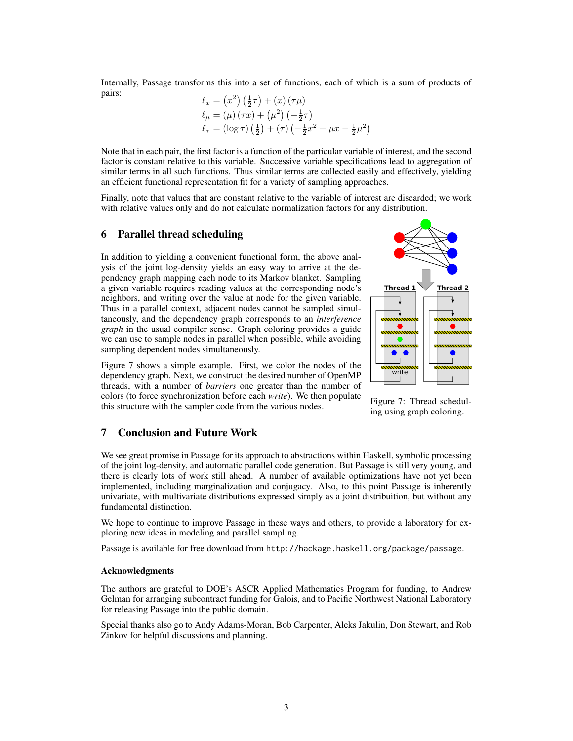Internally, Passage transforms this into a set of functions, each of which is a sum of products of pairs:

$$
\begin{aligned}
\ell_x &= \left(x^2\right)\left(\tfrac{1}{2}\tau\right) + (x)\,(\tau\mu) \\
\ell_\mu &= (\mu)\,(\tau x) + \left(\mu^2\right)\left(-\tfrac{1}{2}\tau\right) \\
\ell_\tau &= (\log\tau)\left(\tfrac{1}{2}\right) + (\tau)\left(-\tfrac{1}{2}x^2 + \mu x - \tfrac{1}{2}\mu^2\right)
\end{aligned}
$$

Note that in each pair, the first factor is a function of the particular variable of interest, and the second factor is constant relative to this variable. Successive variable specifications lead to aggregation of similar terms in all such functions. Thus similar terms are collected easily and effectively, yielding an efficient functional representation fit for a variety of sampling approaches.

Finally, note that values that are constant relative to the variable of interest are discarded; we work with relative values only and do not calculate normalization factors for any distribution.

## 6 Parallel thread scheduling

In addition to yielding a convenient functional form, the above analysis of the joint log-density yields an easy way to arrive at the dependency graph mapping each node to its Markov blanket. Sampling a given variable requires reading values at the corresponding node's neighbors, and writing over the value at node for the given variable. Thus in a parallel context, adjacent nodes cannot be sampled simultaneously, and the dependency graph corresponds to an *interference graph* in the usual compiler sense. Graph coloring provides a guide we can use to sample nodes in parallel when possible, while avoiding sampling dependent nodes simultaneously.

Figure 7 shows a simple example. First, we color the nodes of the dependency graph. Next, we construct the desired number of OpenMP threads, with a number of *barriers* one greater than the number of colors (to force synchronization before each *write*). We then populate this structure with the sampler code from the various nodes.

Figure 7: Thread scheduling using graph coloring.

## 7 Conclusion and Future Work

We see great promise in Passage for its approach to abstractions within Haskell, symbolic processing of the joint log-density, and automatic parallel code generation. But Passage is still very young, and there is clearly lots of work still ahead. A number of available optimizations have not yet been implemented, including marginalization and conjugacy. Also, to this point Passage is inherently univariate, with multivariate distributions expressed simply as a joint distribuition, but without any fundamental distinction.

We hope to continue to improve Passage in these ways and others, to provide a laboratory for exploring new ideas in modeling and parallel sampling.

Passage is available for free download from `http://hackage.haskell.org/package/passage`.

### Acknowledgments

The authors are grateful to DOE's ASCR Applied Mathematics Program for funding, to Andrew Gelman for arranging subcontract funding for Galois, and to Pacific Northwest National Laboratory for releasing Passage into the public domain.

Special thanks also go to Andy Adams-Moran, Bob Carpenter, Aleks Jakulin, Don Stewart, and Rob Zinkov for helpful discussions and planning.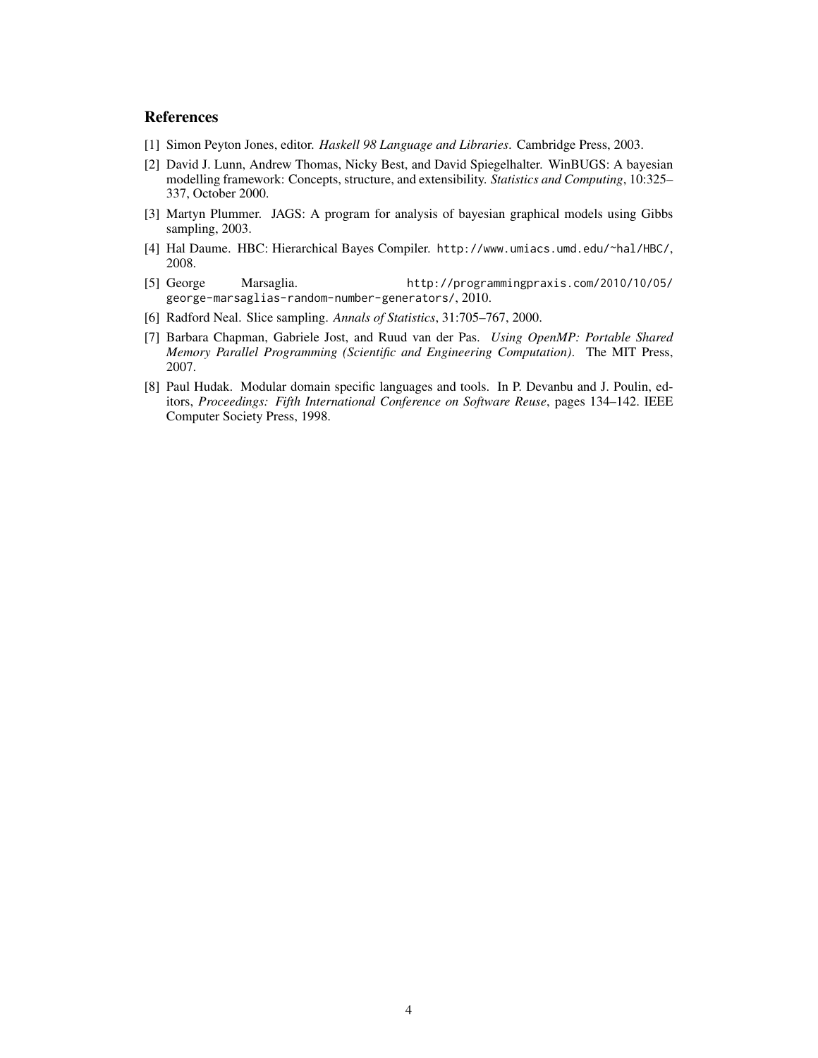## References

[1] Simon Peyton Jones, editor. *Haskell 98 Language and Libraries*. Cambridge Press, 2003.

[2] David J. Lunn, Andrew Thomas, Nicky Best, and David Spiegelhalter. WinBUGS: A bayesian modelling framework: Concepts, structure, and extensibility. *Statistics and Computing*, 10:325–337, October 2000.

[3] Martyn Plummer. JAGS: A program for analysis of bayesian graphical models using Gibbs sampling, 2003.

[4] Hal Daume. HBC: Hierarchical Bayes Compiler. `http://www.umiacs.umd.edu/~hal/HBC/`, 2008.

[5] George Marsaglia. `http://programmingpraxis.com/2010/10/05/george-marsaglias-random-number-generators/`, 2010.

[6] Radford Neal. Slice sampling. *Annals of Statistics*, 31:705–767, 2000.

[7] Barbara Chapman, Gabriele Jost, and Ruud van der Pas. *Using OpenMP: Portable Shared Memory Parallel Programming (Scientific and Engineering Computation)*. The MIT Press, 2007.

[8] Paul Hudak. Modular domain specific languages and tools. In P. Devanbu and J. Poulin, editors, *Proceedings: Fifth International Conference on Software Reuse*, pages 134–142. IEEE Computer Society Press, 1998.